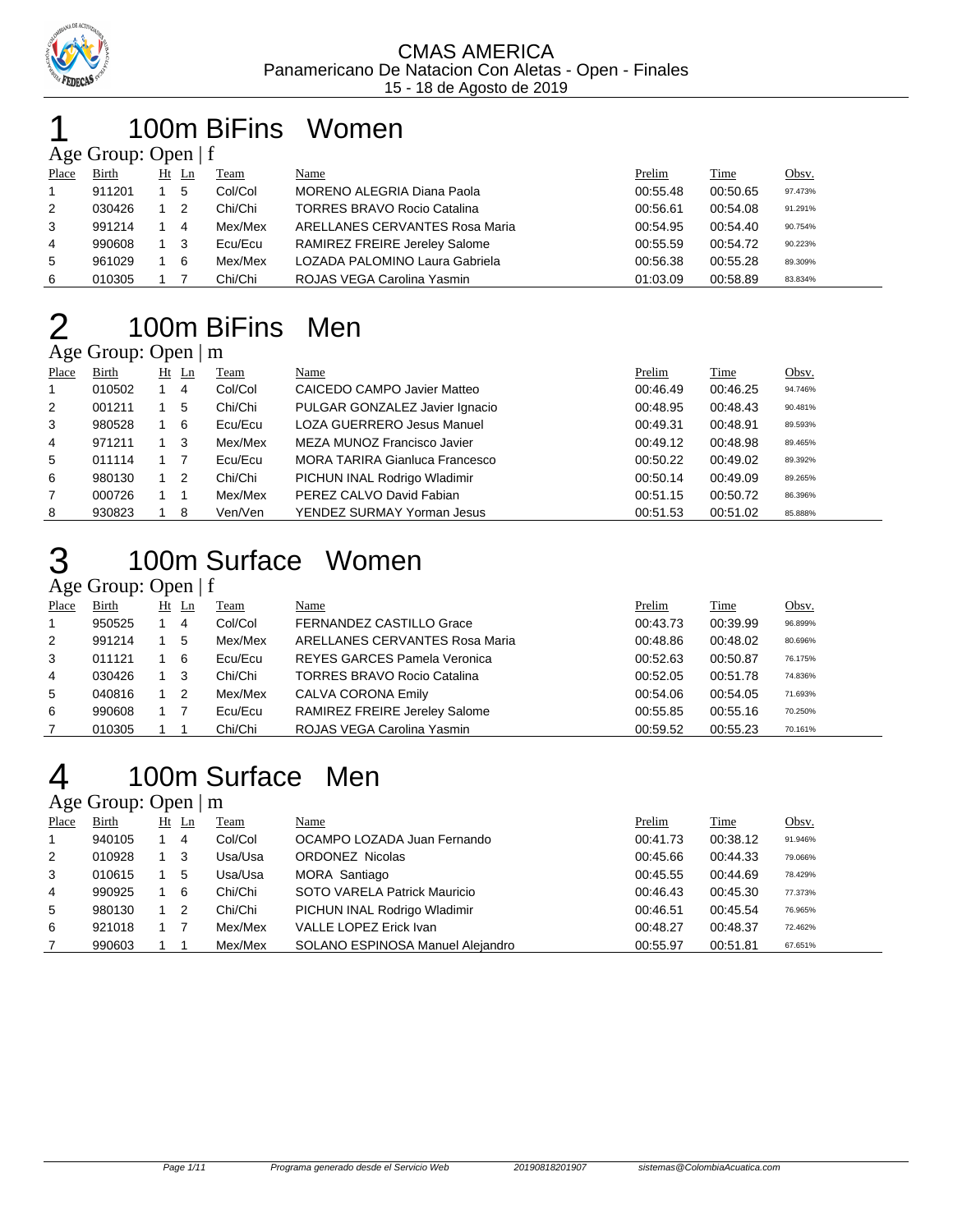CMAS AMERICA
Panamericano De Natacion Con Aletas - Open - Finales
15 - 18 de Agosto de 2019

# 1 100m BiFins Women

Age Group: Open | f

| Place | Birth | Ht | Ln | Team | Name | Prelim | Time | Obsv. |
|---|---|---|---|---|---|---|---|---|
| 1 | 911201 | 1 | 5 | Col/Col | MORENO ALEGRIA Diana Paola | 00:55.48 | 00:50.65 | 97.473% |
| 2 | 030426 | 1 | 2 | Chi/Chi | TORRES BRAVO Rocio Catalina | 00:56.61 | 00:54.08 | 91.291% |
| 3 | 991214 | 1 | 4 | Mex/Mex | ARELLANES CERVANTES Rosa Maria | 00:54.95 | 00:54.40 | 90.754% |
| 4 | 990608 | 1 | 3 | Ecu/Ecu | RAMIREZ FREIRE Jereley Salome | 00:55.59 | 00:54.72 | 90.223% |
| 5 | 961029 | 1 | 6 | Mex/Mex | LOZADA PALOMINO Laura Gabriela | 00:56.38 | 00:55.28 | 89.309% |
| 6 | 010305 | 1 | 7 | Chi/Chi | ROJAS VEGA Carolina Yasmin | 01:03.09 | 00:58.89 | 83.834% |

# 2 100m BiFins Men

Age Group: Open | m

| Place | Birth | Ht | Ln | Team | Name | Prelim | Time | Obsv. |
|---|---|---|---|---|---|---|---|---|
| 1 | 010502 | 1 | 4 | Col/Col | CAICEDO CAMPO Javier Matteo | 00:46.49 | 00:46.25 | 94.746% |
| 2 | 001211 | 1 | 5 | Chi/Chi | PULGAR GONZALEZ Javier Ignacio | 00:48.95 | 00:48.43 | 90.481% |
| 3 | 980528 | 1 | 6 | Ecu/Ecu | LOZA GUERRERO Jesus Manuel | 00:49.31 | 00:48.91 | 89.593% |
| 4 | 971211 | 1 | 3 | Mex/Mex | MEZA MUNOZ Francisco Javier | 00:49.12 | 00:48.98 | 89.465% |
| 5 | 011114 | 1 | 7 | Ecu/Ecu | MORA TARIRA Gianluca Francesco | 00:50.22 | 00:49.02 | 89.392% |
| 6 | 980130 | 1 | 2 | Chi/Chi | PICHUN INAL Rodrigo Wladimir | 00:50.14 | 00:49.09 | 89.265% |
| 7 | 000726 | 1 | 1 | Mex/Mex | PEREZ CALVO David Fabian | 00:51.15 | 00:50.72 | 86.396% |
| 8 | 930823 | 1 | 8 | Ven/Ven | YENDEZ SURMAY Yorman Jesus | 00:51.53 | 00:51.02 | 85.888% |

# 3 100m Surface Women

Age Group: Open | f

| Place | Birth | Ht | Ln | Team | Name | Prelim | Time | Obsv. |
|---|---|---|---|---|---|---|---|---|
| 1 | 950525 | 1 | 4 | Col/Col | FERNANDEZ CASTILLO Grace | 00:43.73 | 00:39.99 | 96.899% |
| 2 | 991214 | 1 | 5 | Mex/Mex | ARELLANES CERVANTES Rosa Maria | 00:48.86 | 00:48.02 | 80.696% |
| 3 | 011121 | 1 | 6 | Ecu/Ecu | REYES GARCES Pamela Veronica | 00:52.63 | 00:50.87 | 76.175% |
| 4 | 030426 | 1 | 3 | Chi/Chi | TORRES BRAVO Rocio Catalina | 00:52.05 | 00:51.78 | 74.836% |
| 5 | 040816 | 1 | 2 | Mex/Mex | CALVA CORONA Emily | 00:54.06 | 00:54.05 | 71.693% |
| 6 | 990608 | 1 | 7 | Ecu/Ecu | RAMIREZ FREIRE Jereley Salome | 00:55.85 | 00:55.16 | 70.250% |
| 7 | 010305 | 1 | 1 | Chi/Chi | ROJAS VEGA Carolina Yasmin | 00:59.52 | 00:55.23 | 70.161% |

# 4 100m Surface Men

Age Group: Open | m

| Place | Birth | Ht | Ln | Team | Name | Prelim | Time | Obsv. |
|---|---|---|---|---|---|---|---|---|
| 1 | 940105 | 1 | 4 | Col/Col | OCAMPO LOZADA Juan Fernando | 00:41.73 | 00:38.12 | 91.946% |
| 2 | 010928 | 1 | 3 | Usa/Usa | ORDONEZ Nicolas | 00:45.66 | 00:44.33 | 79.066% |
| 3 | 010615 | 1 | 5 | Usa/Usa | MORA Santiago | 00:45.55 | 00:44.69 | 78.429% |
| 4 | 990925 | 1 | 6 | Chi/Chi | SOTO VARELA Patrick Mauricio | 00:46.43 | 00:45.30 | 77.373% |
| 5 | 980130 | 1 | 2 | Chi/Chi | PICHUN INAL Rodrigo Wladimir | 00:46.51 | 00:45.54 | 76.965% |
| 6 | 921018 | 1 | 7 | Mex/Mex | VALLE LOPEZ Erick Ivan | 00:48.27 | 00:48.37 | 72.462% |
| 7 | 990603 | 1 | 1 | Mex/Mex | SOLANO ESPINOSA Manuel Alejandro | 00:55.97 | 00:51.81 | 67.651% |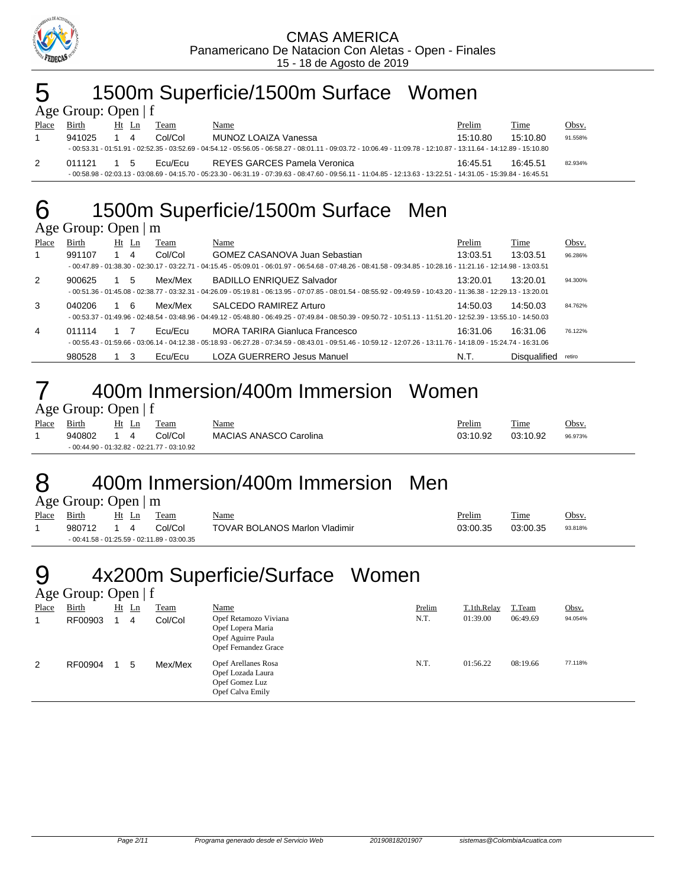CMAS AMERICA
Panamericano De Natacion Con Aletas - Open - Finales
15 - 18 de Agosto de 2019

# 5 1500m Superficie/1500m Surface Women

Age Group: Open | f

| Place | Birth | Ht | Ln | Team | Name | Prelim | Time | Obsv. |
|---|---|---|---|---|---|---|---|---|
| 1 | 941025 | 1 | 4 | Col/Col | MUNOZ LOAIZA Vanessa | 15:10.80 | 15:10.80 | 91.558% |
| | - 00:53.31 - 01:51.91 - 02:52.35 - 03:52.69 - 04:54.12 - 05:56.05 - 06:58.27 - 08:01.11 - 09:03.72 - 10:06.49 - 11:09.78 - 12:10.87 - 13:11.64 - 14:12.89 - 15:10.80 | | | | | | | |
| 2 | 011121 | 1 | 5 | Ecu/Ecu | REYES GARCES Pamela Veronica | 16:45.51 | 16:45.51 | 82.934% |
| | - 00:58.98 - 02:03.13 - 03:08.69 - 04:15.70 - 05:23.30 - 06:31.19 - 07:39.63 - 08:47.60 - 09:56.11 - 11:04.85 - 12:13.63 - 13:22.51 - 14:31.05 - 15:39.84 - 16:45.51 | | | | | | | |

# 6 1500m Superficie/1500m Surface Men

Age Group: Open | m

| Place | Birth | Ht | Ln | Team | Name | Prelim | Time | Obsv. |
|---|---|---|---|---|---|---|---|---|
| 1 | 991107 | 1 | 4 | Col/Col | GOMEZ CASANOVA Juan Sebastian | 13:03.51 | 13:03.51 | 96.286% |
| | - 00:47.89 - 01:38.30 - 02:30.17 - 03:22.71 - 04:15.45 - 05:09.01 - 06:01.97 - 06:54.68 - 07:48.26 - 08:41.58 - 09:34.85 - 10:28.16 - 11:21.16 - 12:14.98 - 13:03.51 | | | | | | | |
| 2 | 900625 | 1 | 5 | Mex/Mex | BADILLO ENRIQUEZ Salvador | 13:20.01 | 13:20.01 | 94.300% |
| | - 00:51.36 - 01:45.08 - 02:38.77 - 03:32.31 - 04:26.09 - 05:19.81 - 06:13.95 - 07:07.85 - 08:01.54 - 08:55.92 - 09:49.59 - 10:43.20 - 11:36.38 - 12:29.13 - 13:20.01 | | | | | | | |
| 3 | 040206 | 1 | 6 | Mex/Mex | SALCEDO RAMIREZ Arturo | 14:50.03 | 14:50.03 | 84.762% |
| | - 00:53.37 - 01:49.96 - 02:48.54 - 03:48.96 - 04:49.12 - 05:48.80 - 06:49.25 - 07:49.84 - 08:50.39 - 09:50.72 - 10:51.13 - 11:51.20 - 12:52.39 - 13:55.10 - 14:50.03 | | | | | | | |
| 4 | 011114 | 1 | 7 | Ecu/Ecu | MORA TARIRA Gianluca Francesco | 16:31.06 | 16:31.06 | 76.122% |
| | - 00:55.43 - 01:59.66 - 03:06.14 - 04:12.38 - 05:18.93 - 06:27.28 - 07:34.59 - 08:43.01 - 09:51.46 - 10:59.12 - 12:07.26 - 13:11.76 - 14:18.09 - 15:24.74 - 16:31.06 | | | | | | | |
| | 980528 | 1 | 3 | Ecu/Ecu | LOZA GUERRERO Jesus Manuel | N.T. | Disqualified | retiro |

# 7 400m Inmersion/400m Immersion Women

Age Group: Open | f

| Place | Birth | Ht | Ln | Team | Name | Prelim | Time | Obsv. |
|---|---|---|---|---|---|---|---|---|
| 1 | 940802 | 1 | 4 | Col/Col | MACIAS ANASCO Carolina | 03:10.92 | 03:10.92 | 96.973% |
| | - 00:44.90 - 01:32.82 - 02:21.77 - 03:10.92 | | | | | | | |

# 8 400m Inmersion/400m Immersion Men

Age Group: Open | m

| Place | Birth | Ht | Ln | Team | Name | Prelim | Time | Obsv. |
|---|---|---|---|---|---|---|---|---|
| 1 | 980712 | 1 | 4 | Col/Col | TOVAR BOLANOS Marlon Vladimir | 03:00.35 | 03:00.35 | 93.818% |
| | - 00:41.58 - 01:25.59 - 02:11.89 - 03:00.35 | | | | | | | |

# 9 4x200m Superficie/Surface Women

Age Group: Open | f

| Place | Birth | Ht | Ln | Team | Name | Prelim | T.1th.Relay | T.Team | Obsv. |
|---|---|---|---|---|---|---|---|---|---|
| 1 | RF00903 | 1 | 4 | Col/Col | Opef Retamozo Viviana<br>Opef Lopera Maria<br>Opef Aguirre Paula<br>Opef Fernandez Grace | N.T. | 01:39.00 | 06:49.69 | 94.054% |
| 2 | RF00904 | 1 | 5 | Mex/Mex | Opef Arellanes Rosa<br>Opef Lozada Laura<br>Opef Gomez Luz<br>Opef Calva Emily | N.T. | 01:56.22 | 08:19.66 | 77.118% |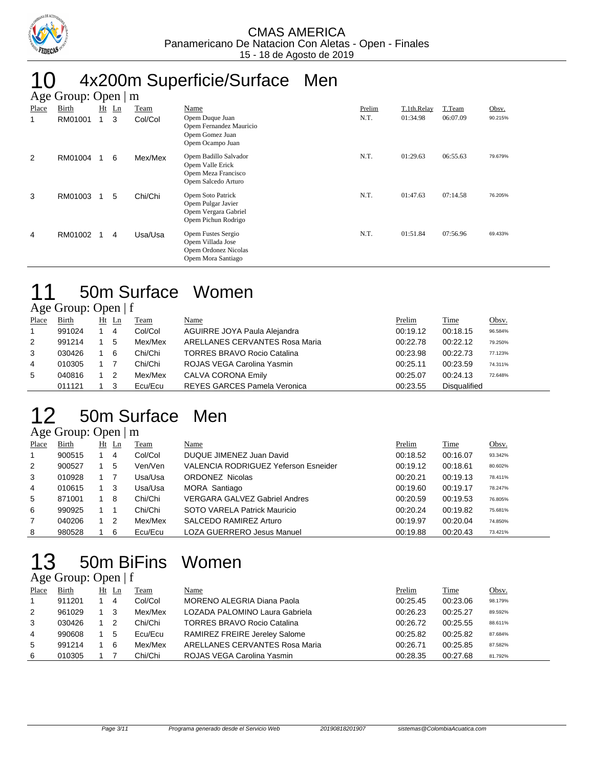# 10 4x200m Superficie/Surface Men

Age Group: Open | m

| Place | Birth | Ht | Ln | Team | Name | Prelim | T.1th.Relay | T.Team | Obsv. |
|---|---|---|---|---|---|---|---|---|---|
| 1 | RM01001 | 1 | 3 | Col/Col | Opem Duque Juan<br>Opem Fernandez Mauricio<br>Opem Gomez Juan<br>Opem Ocampo Juan | N.T. | 01:34.98 | 06:07.09 | 90.215% |
| 2 | RM01004 | 1 | 6 | Mex/Mex | Opem Badillo Salvador<br>Opem Valle Erick<br>Opem Meza Francisco<br>Opem Salcedo Arturo | N.T. | 01:29.63 | 06:55.63 | 79.679% |
| 3 | RM01003 | 1 | 5 | Chi/Chi | Opem Soto Patrick<br>Opem Pulgar Javier<br>Opem Vergara Gabriel<br>Opem Pichun Rodrigo | N.T. | 01:47.63 | 07:14.58 | 76.205% |
| 4 | RM01002 | 1 | 4 | Usa/Usa | Opem Fustes Sergio<br>Opem Villada Jose<br>Opem Ordonez Nicolas<br>Opem Mora Santiago | N.T. | 01:51.84 | 07:56.96 | 69.433% |

# 11 50m Surface Women

Age Group: Open | f

| Place | Birth | Ht | Ln | Team | Name | Prelim | Time | Obsv. |
|---|---|---|---|---|---|---|---|---|
| 1 | 991024 | 1 | 4 | Col/Col | AGUIRRE JOYA Paula Alejandra | 00:19.12 | 00:18.15 | 96.584% |
| 2 | 991214 | 1 | 5 | Mex/Mex | ARELLANES CERVANTES Rosa Maria | 00:22.78 | 00:22.12 | 79.250% |
| 3 | 030426 | 1 | 6 | Chi/Chi | TORRES BRAVO Rocio Catalina | 00:23.98 | 00:22.73 | 77.123% |
| 4 | 010305 | 1 | 7 | Chi/Chi | ROJAS VEGA Carolina Yasmin | 00:25.11 | 00:23.59 | 74.311% |
| 5 | 040816 | 1 | 2 | Mex/Mex | CALVA CORONA Emily | 00:25.07 | 00:24.13 | 72.648% |
| | 011121 | 1 | 3 | Ecu/Ecu | REYES GARCES Pamela Veronica | 00:23.55 | Disqualified | |

# 12 50m Surface Men

Age Group: Open | m

| Place | Birth | Ht | Ln | Team | Name | Prelim | Time | Obsv. |
|---|---|---|---|---|---|---|---|---|
| 1 | 900515 | 1 | 4 | Col/Col | DUQUE JIMENEZ Juan David | 00:18.52 | 00:16.07 | 93.342% |
| 2 | 900527 | 1 | 5 | Ven/Ven | VALENCIA RODRIGUEZ Yeferson Esneider | 00:19.12 | 00:18.61 | 80.602% |
| 3 | 010928 | 1 | 7 | Usa/Usa | ORDONEZ Nicolas | 00:20.21 | 00:19.13 | 78.411% |
| 4 | 010615 | 1 | 3 | Usa/Usa | MORA Santiago | 00:19.60 | 00:19.17 | 78.247% |
| 5 | 871001 | 1 | 8 | Chi/Chi | VERGARA GALVEZ Gabriel Andres | 00:20.59 | 00:19.53 | 76.805% |
| 6 | 990925 | 1 | 1 | Chi/Chi | SOTO VARELA Patrick Mauricio | 00:20.24 | 00:19.82 | 75.681% |
| 7 | 040206 | 1 | 2 | Mex/Mex | SALCEDO RAMIREZ Arturo | 00:19.97 | 00:20.04 | 74.850% |
| 8 | 980528 | 1 | 6 | Ecu/Ecu | LOZA GUERRERO Jesus Manuel | 00:19.88 | 00:20.43 | 73.421% |

# 13 50m BiFins Women

Age Group: Open | f

| Place | Birth | Ht | Ln | Team | Name | Prelim | Time | Obsv. |
|---|---|---|---|---|---|---|---|---|
| 1 | 911201 | 1 | 4 | Col/Col | MORENO ALEGRIA Diana Paola | 00:25.45 | 00:23.06 | 98.179% |
| 2 | 961029 | 1 | 3 | Mex/Mex | LOZADA PALOMINO Laura Gabriela | 00:26.23 | 00:25.27 | 89.592% |
| 3 | 030426 | 1 | 2 | Chi/Chi | TORRES BRAVO Rocio Catalina | 00:26.72 | 00:25.55 | 88.611% |
| 4 | 990608 | 1 | 5 | Ecu/Ecu | RAMIREZ FREIRE Jereley Salome | 00:25.82 | 00:25.82 | 87.684% |
| 5 | 991214 | 1 | 6 | Mex/Mex | ARELLANES CERVANTES Rosa Maria | 00:26.71 | 00:25.85 | 87.582% |
| 6 | 010305 | 1 | 7 | Chi/Chi | ROJAS VEGA Carolina Yasmin | 00:28.35 | 00:27.68 | 81.792% |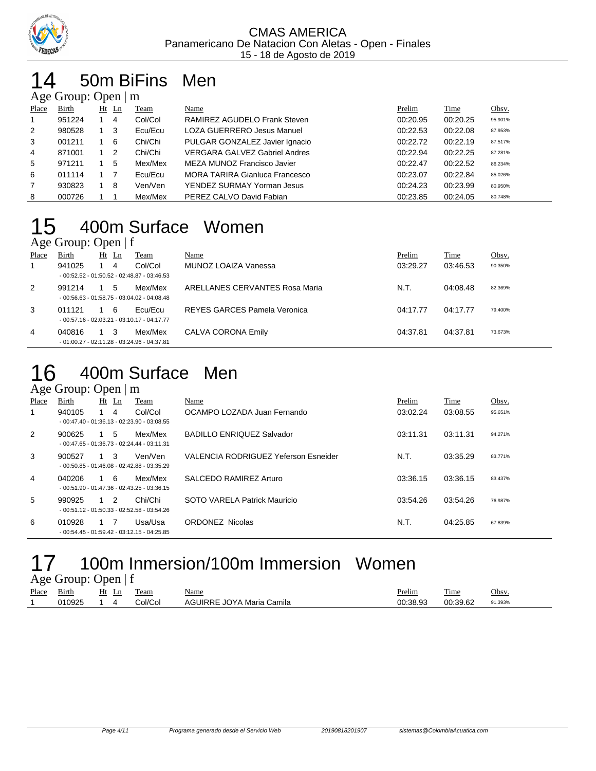CMAS AMERICA
Panamericano De Natacion Con Aletas - Open - Finales
15 - 18 de Agosto de 2019

# 14 50m BiFins Men

Age Group: Open | m

| Place | Birth | Ht | Ln | Team | Name | Prelim | Time | Obsv. |
|---|---|---|---|---|---|---|---|---|
| 1 | 951224 | 1 | 4 | Col/Col | RAMIREZ AGUDELO Frank Steven | 00:20.95 | 00:20.25 | 95.901% |
| 2 | 980528 | 1 | 3 | Ecu/Ecu | LOZA GUERRERO Jesus Manuel | 00:22.53 | 00:22.08 | 87.953% |
| 3 | 001211 | 1 | 6 | Chi/Chi | PULGAR GONZALEZ Javier Ignacio | 00:22.72 | 00:22.19 | 87.517% |
| 4 | 871001 | 1 | 2 | Chi/Chi | VERGARA GALVEZ Gabriel Andres | 00:22.94 | 00:22.25 | 87.281% |
| 5 | 971211 | 1 | 5 | Mex/Mex | MEZA MUNOZ Francisco Javier | 00:22.47 | 00:22.52 | 86.234% |
| 6 | 011114 | 1 | 7 | Ecu/Ecu | MORA TARIRA Gianluca Francesco | 00:23.07 | 00:22.84 | 85.026% |
| 7 | 930823 | 1 | 8 | Ven/Ven | YENDEZ SURMAY Yorman Jesus | 00:24.23 | 00:23.99 | 80.950% |
| 8 | 000726 | 1 | 1 | Mex/Mex | PEREZ CALVO David Fabian | 00:23.85 | 00:24.05 | 80.748% |

# 15 400m Surface Women

Age Group: Open | f

| Place | Birth | Ht | Ln | Team | Name | Prelim | Time | Obsv. |
|---|---|---|---|---|---|---|---|---|
| 1 | 941025 | 1 | 4 | Col/Col | MUNOZ LOAIZA Vanessa | 03:29.27 | 03:46.53 | 90.350% |
| | - 00:52.52 - 01:50.52 - 02:48.87 - 03:46.53 | | | | | | | |
| 2 | 991214 | 1 | 5 | Mex/Mex | ARELLANES CERVANTES Rosa Maria | N.T. | 04:08.48 | 82.369% |
| | - 00:56.63 - 01:58.75 - 03:04.02 - 04:08.48 | | | | | | | |
| 3 | 011121 | 1 | 6 | Ecu/Ecu | REYES GARCES Pamela Veronica | 04:17.77 | 04:17.77 | 79.400% |
| | - 00:57.16 - 02:03.21 - 03:10.17 - 04:17.77 | | | | | | | |
| 4 | 040816 | 1 | 3 | Mex/Mex | CALVA CORONA Emily | 04:37.81 | 04:37.81 | 73.673% |
| | - 01:00.27 - 02:11.28 - 03:24.96 - 04:37.81 | | | | | | | |

# 16 400m Surface Men

Age Group: Open | m

| Place | Birth | Ht | Ln | Team | Name | Prelim | Time | Obsv. |
|---|---|---|---|---|---|---|---|---|
| 1 | 940105 | 1 | 4 | Col/Col | OCAMPO LOZADA Juan Fernando | 03:02.24 | 03:08.55 | 95.651% |
| | - 00:47.40 - 01:36.13 - 02:23.90 - 03:08.55 | | | | | | | |
| 2 | 900625 | 1 | 5 | Mex/Mex | BADILLO ENRIQUEZ Salvador | 03:11.31 | 03:11.31 | 94.271% |
| | - 00:47.65 - 01:36.73 - 02:24.44 - 03:11.31 | | | | | | | |
| 3 | 900527 | 1 | 3 | Ven/Ven | VALENCIA RODRIGUEZ Yeferson Esneider | N.T. | 03:35.29 | 83.771% |
| | - 00:50.85 - 01:46.08 - 02:42.88 - 03:35.29 | | | | | | | |
| 4 | 040206 | 1 | 6 | Mex/Mex | SALCEDO RAMIREZ Arturo | 03:36.15 | 03:36.15 | 83.437% |
| | - 00:51.90 - 01:47.36 - 02:43.25 - 03:36.15 | | | | | | | |
| 5 | 990925 | 1 | 2 | Chi/Chi | SOTO VARELA Patrick Mauricio | 03:54.26 | 03:54.26 | 76.987% |
| | - 00:51.12 - 01:50.33 - 02:52.58 - 03:54.26 | | | | | | | |
| 6 | 010928 | 1 | 7 | Usa/Usa | ORDONEZ Nicolas | N.T. | 04:25.85 | 67.839% |
| | - 00:54.45 - 01:59.42 - 03:12.15 - 04:25.85 | | | | | | | |

# 17 100m Inmersion/100m Immersion Women

Age Group: Open | f

| Place | Birth | Ht | Ln | Team | Name | Prelim | Time | Obsv. |
|---|---|---|---|---|---|---|---|---|
| 1 | 010925 | 1 | 4 | Col/Col | AGUIRRE JOYA Maria Camila | 00:38.93 | 00:39.62 | 91.393% |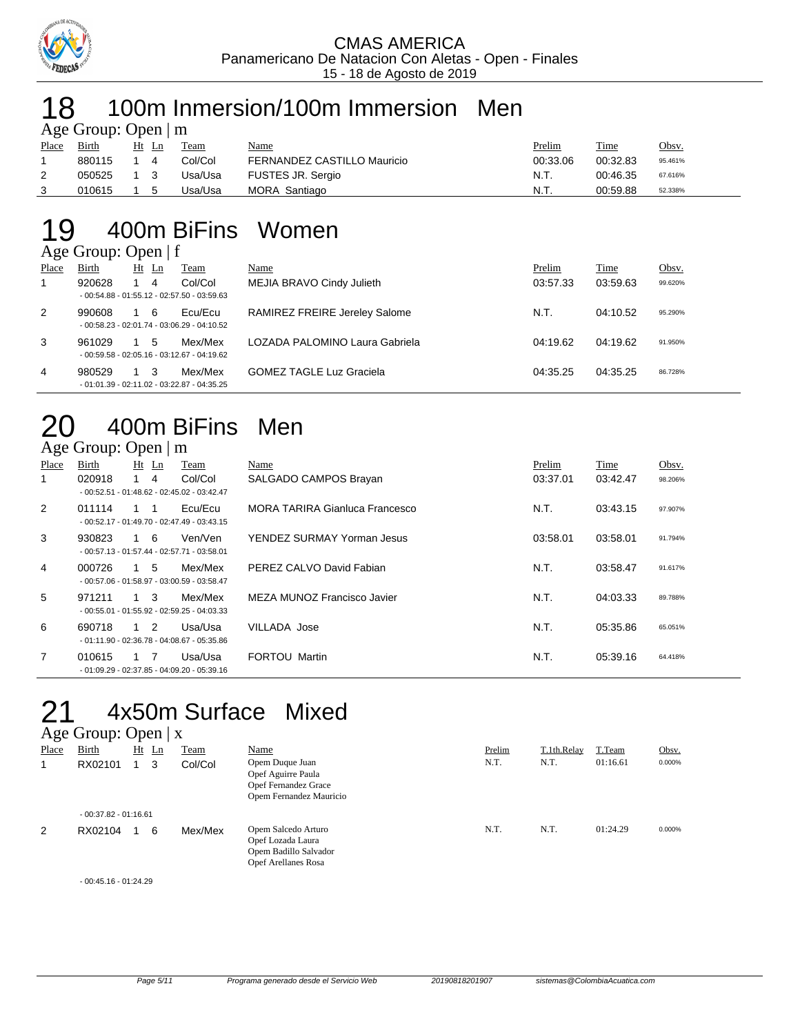CMAS AMERICA
Panamericano De Natacion Con Aletas - Open - Finales
15 - 18 de Agosto de 2019

# 18 100m Inmersion/100m Immersion Men

Age Group: Open | m

| Place | Birth | Ht | Ln | Team | Name | Prelim | Time | Obsv. |
|---|---|---|---|---|---|---|---|---|
| 1 | 880115 | 1 | 4 | Col/Col | FERNANDEZ CASTILLO Mauricio | 00:33.06 | 00:32.83 | 95.461% |
| 2 | 050525 | 1 | 3 | Usa/Usa | FUSTES JR. Sergio | N.T. | 00:46.35 | 67.616% |
| 3 | 010615 | 1 | 5 | Usa/Usa | MORA Santiago | N.T. | 00:59.88 | 52.338% |

# 19 400m BiFins Women

Age Group: Open | f

| Place | Birth | Ht | Ln | Team | Name | Prelim | Time | Obsv. |
|---|---|---|---|---|---|---|---|---|
| 1 | 920628 | 1 | 4 | Col/Col | MEJIA BRAVO Cindy Julieth | 03:57.33 | 03:59.63 | 99.620% |
| | - 00:54.88 - 01:55.12 - 02:57.50 - 03:59.63 | | | | | | | |
| 2 | 990608 | 1 | 6 | Ecu/Ecu | RAMIREZ FREIRE Jereley Salome | N.T. | 04:10.52 | 95.290% |
| | - 00:58.23 - 02:01.74 - 03:06.29 - 04:10.52 | | | | | | | |
| 3 | 961029 | 1 | 5 | Mex/Mex | LOZADA PALOMINO Laura Gabriela | 04:19.62 | 04:19.62 | 91.950% |
| | - 00:59.58 - 02:05.16 - 03:12.67 - 04:19.62 | | | | | | | |
| 4 | 980529 | 1 | 3 | Mex/Mex | GOMEZ TAGLE Luz Graciela | 04:35.25 | 04:35.25 | 86.728% |
| | - 01:01.39 - 02:11.02 - 03:22.87 - 04:35.25 | | | | | | | |

# 20 400m BiFins Men

Age Group: Open | m

| Place | Birth | Ht | Ln | Team | Name | Prelim | Time | Obsv. |
|---|---|---|---|---|---|---|---|---|
| 1 | 020918 | 1 | 4 | Col/Col | SALGADO CAMPOS Brayan | 03:37.01 | 03:42.47 | 98.206% |
| | - 00:52.51 - 01:48.62 - 02:45.02 - 03:42.47 | | | | | | | |
| 2 | 011114 | 1 | 1 | Ecu/Ecu | MORA TARIRA Gianluca Francesco | N.T. | 03:43.15 | 97.907% |
| | - 00:52.17 - 01:49.70 - 02:47.49 - 03:43.15 | | | | | | | |
| 3 | 930823 | 1 | 6 | Ven/Ven | YENDEZ SURMAY Yorman Jesus | 03:58.01 | 03:58.01 | 91.794% |
| | - 00:57.13 - 01:57.44 - 02:57.71 - 03:58.01 | | | | | | | |
| 4 | 000726 | 1 | 5 | Mex/Mex | PEREZ CALVO David Fabian | N.T. | 03:58.47 | 91.617% |
| | - 00:57.06 - 01:58.97 - 03:00.59 - 03:58.47 | | | | | | | |
| 5 | 971211 | 1 | 3 | Mex/Mex | MEZA MUNOZ Francisco Javier | N.T. | 04:03.33 | 89.788% |
| | - 00:55.01 - 01:55.92 - 02:59.25 - 04:03.33 | | | | | | | |
| 6 | 690718 | 1 | 2 | Usa/Usa | VILLADA Jose | N.T. | 05:35.86 | 65.051% |
| | - 01:11.90 - 02:36.78 - 04:08.67 - 05:35.86 | | | | | | | |
| 7 | 010615 | 1 | 7 | Usa/Usa | FORTOU Martin | N.T. | 05:39.16 | 64.418% |
| | - 01:09.29 - 02:37.85 - 04:09.20 - 05:39.16 | | | | | | | |

# 21 4x50m Surface Mixed

Age Group: Open | x

| Place | Birth | Ht | Ln | Team | Name | Prelim | T.1th.Relay | T.Team | Obsv. |
|---|---|---|---|---|---|---|---|---|---|
| 1 | RX02101 | 1 | 3 | Col/Col | Opem Duque Juan<br>Opef Aguirre Paula<br>Opef Fernandez Grace<br>Opem Fernandez Mauricio | N.T. | N.T. | 01:16.61 | 0.000% |
| | - 00:37.82 - 01:16.61 | | | | | | | | |
| 2 | RX02104 | 1 | 6 | Mex/Mex | Opem Salcedo Arturo<br>Opef Lozada Laura<br>Opem Badillo Salvador<br>Opef Arellanes Rosa | N.T. | N.T. | 01:24.29 | 0.000% |
| | - 00:45.16 - 01:24.29 | | | | | | | | |

Programa generado desde el Servicio Web 20190818201907 sistemas@ColombiaAcuatica.com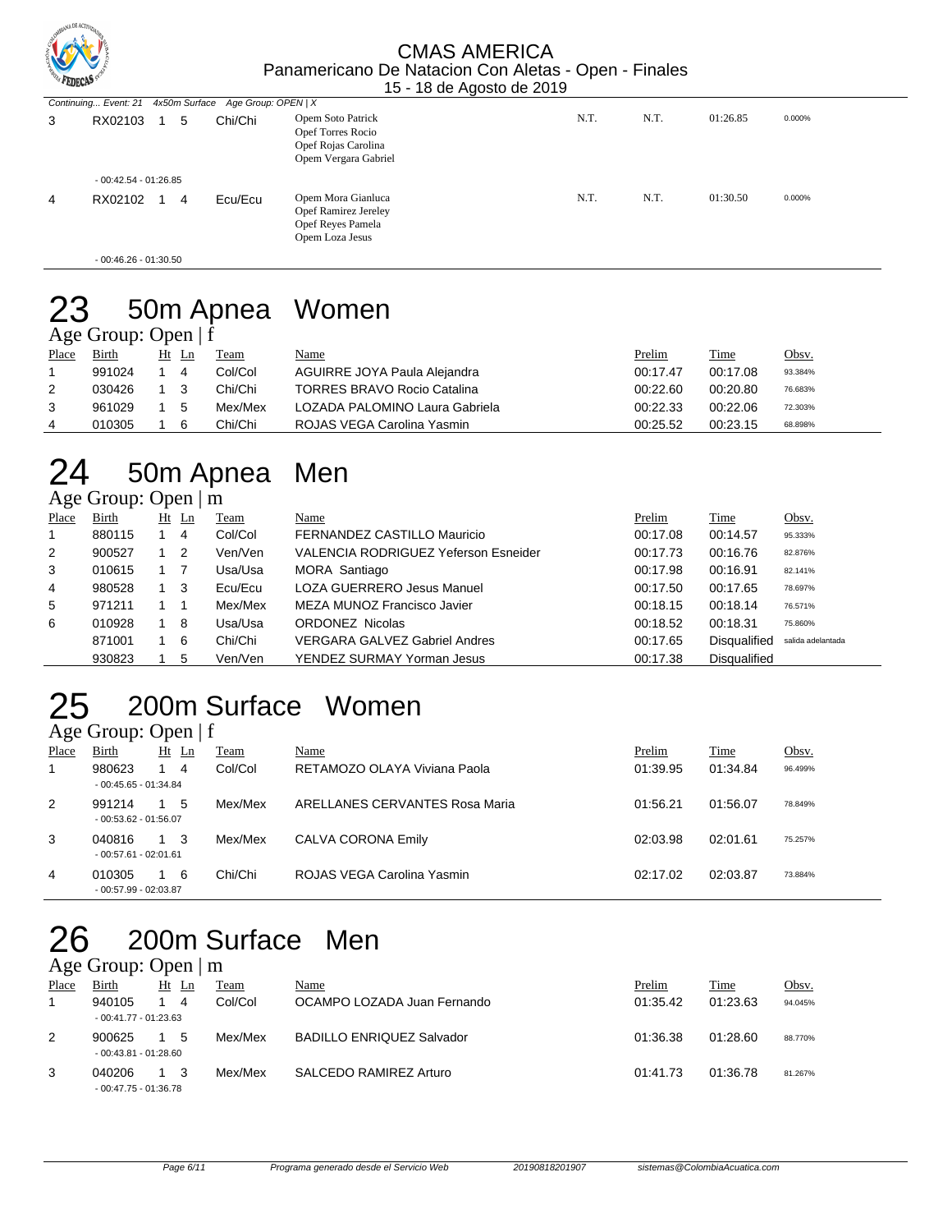Continuing... Event: 21 4x50m Surface Age Group: OPEN | X

| Place | Code | Ht | Ln | Team | Name | Prelim | Seed | Time | Obsv. |
|---|---|---|---|---|---|---|---|---|---|
| 3 | RX02103 | 1 | 5 | Chi/Chi | Opem Soto Patrick<br>Opef Torres Rocio<br>Opef Rojas Carolina<br>Opem Vergara Gabriel | N.T. | N.T. | 01:26.85 | 0.000% |
| | - 00:42.54 - 01:26.85 | | | | | | | | |
| 4 | RX02102 | 1 | 4 | Ecu/Ecu | Opem Mora Gianluca<br>Opef Ramirez Jereley<br>Opef Reyes Pamela<br>Opem Loza Jesus | N.T. | N.T. | 01:30.50 | 0.000% |
| | - 00:46.26 - 01:30.50 | | | | | | | | |

# 23 50m Apnea Women

Age Group: Open | f

| Place | Birth | Ht | Ln | Team | Name | Prelim | Time | Obsv. |
|---|---|---|---|---|---|---|---|---|
| 1 | 991024 | 1 | 4 | Col/Col | AGUIRRE JOYA Paula Alejandra | 00:17.47 | 00:17.08 | 93.384% |
| 2 | 030426 | 1 | 3 | Chi/Chi | TORRES BRAVO Rocio Catalina | 00:22.60 | 00:20.80 | 76.683% |
| 3 | 961029 | 1 | 5 | Mex/Mex | LOZADA PALOMINO Laura Gabriela | 00:22.33 | 00:22.06 | 72.303% |
| 4 | 010305 | 1 | 6 | Chi/Chi | ROJAS VEGA Carolina Yasmin | 00:25.52 | 00:23.15 | 68.898% |

# 24 50m Apnea Men

Age Group: Open | m

| Place | Birth | Ht | Ln | Team | Name | Prelim | Time | Obsv. |
|---|---|---|---|---|---|---|---|---|
| 1 | 880115 | 1 | 4 | Col/Col | FERNANDEZ CASTILLO Mauricio | 00:17.08 | 00:14.57 | 95.333% |
| 2 | 900527 | 1 | 2 | Ven/Ven | VALENCIA RODRIGUEZ Yeferson Esneider | 00:17.73 | 00:16.76 | 82.876% |
| 3 | 010615 | 1 | 7 | Usa/Usa | MORA Santiago | 00:17.98 | 00:16.91 | 82.141% |
| 4 | 980528 | 1 | 3 | Ecu/Ecu | LOZA GUERRERO Jesus Manuel | 00:17.50 | 00:17.65 | 78.697% |
| 5 | 971211 | 1 | 1 | Mex/Mex | MEZA MUNOZ Francisco Javier | 00:18.15 | 00:18.14 | 76.571% |
| 6 | 010928 | 1 | 8 | Usa/Usa | ORDONEZ Nicolas | 00:18.52 | 00:18.31 | 75.860% |
| | 871001 | 1 | 6 | Chi/Chi | VERGARA GALVEZ Gabriel Andres | 00:17.65 | Disqualified | salida adelantada |
| | 930823 | 1 | 5 | Ven/Ven | YENDEZ SURMAY Yorman Jesus | 00:17.38 | Disqualified | |

# 25 200m Surface Women

Age Group: Open | f

| Place | Birth | Ht | Ln | Team | Name | Prelim | Time | Obsv. |
|---|---|---|---|---|---|---|---|---|
| 1 | 980623<br>- 00:45.65 - 01:34.84 | 1 | 4 | Col/Col | RETAMOZO OLAYA Viviana Paola | 01:39.95 | 01:34.84 | 96.499% |
| 2 | 991214<br>- 00:53.62 - 01:56.07 | 1 | 5 | Mex/Mex | ARELLANES CERVANTES Rosa Maria | 01:56.21 | 01:56.07 | 78.849% |
| 3 | 040816<br>- 00:57.61 - 02:01.61 | 1 | 3 | Mex/Mex | CALVA CORONA Emily | 02:03.98 | 02:01.61 | 75.257% |
| 4 | 010305<br>- 00:57.99 - 02:03.87 | 1 | 6 | Chi/Chi | ROJAS VEGA Carolina Yasmin | 02:17.02 | 02:03.87 | 73.884% |

# 26 200m Surface Men

Age Group: Open | m

| Place | Birth | Ht | Ln | Team | Name | Prelim | Time | Obsv. |
|---|---|---|---|---|---|---|---|---|
| 1 | 940105<br>- 00:41.77 - 01:23.63 | 1 | 4 | Col/Col | OCAMPO LOZADA Juan Fernando | 01:35.42 | 01:23.63 | 94.045% |
| 2 | 900625<br>- 00:43.81 - 01:28.60 | 1 | 5 | Mex/Mex | BADILLO ENRIQUEZ Salvador | 01:36.38 | 01:28.60 | 88.770% |
| 3 | 040206<br>- 00:47.75 - 01:36.78 | 1 | 3 | Mex/Mex | SALCEDO RAMIREZ Arturo | 01:41.73 | 01:36.78 | 81.267% |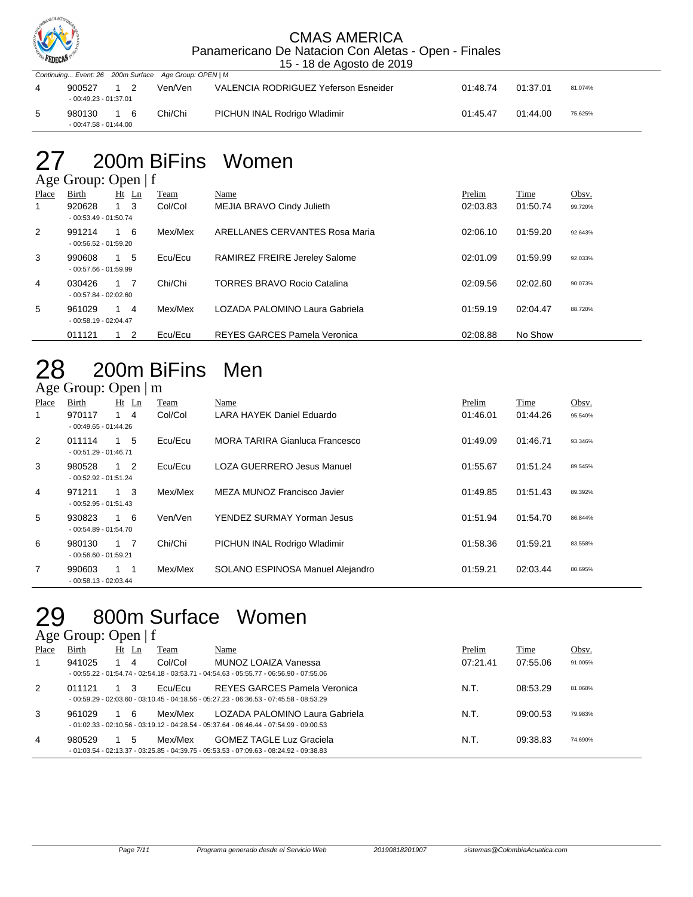Continuing... Event: 26 200m Surface Age Group: OPEN | M

| Place | Birth | Ht | Ln | Team | Name | Prelim | Time | Obsv. |
|---|---|---|---|---|---|---|---|---|
| 4 | 900527 - 00:49.23 - 01:37.01 | 1 | 2 | Ven/Ven | VALENCIA RODRIGUEZ Yeferson Esneider | 01:48.74 | 01:37.01 | 81.074% |
| 5 | 980130 - 00:47.58 - 01:44.00 | 1 | 6 | Chi/Chi | PICHUN INAL Rodrigo Wladimir | 01:45.47 | 01:44.00 | 75.625% |

# 27 200m BiFins Women

Age Group: Open | f

| Place | Birth | Ht | Ln | Team | Name | Prelim | Time | Obsv. |
|---|---|---|---|---|---|---|---|---|
| 1 | 920628 - 00:53.49 - 01:50.74 | 1 | 3 | Col/Col | MEJIA BRAVO Cindy Julieth | 02:03.83 | 01:50.74 | 99.720% |
| 2 | 991214 - 00:56.52 - 01:59.20 | 1 | 6 | Mex/Mex | ARELLANES CERVANTES Rosa Maria | 02:06.10 | 01:59.20 | 92.643% |
| 3 | 990608 - 00:57.66 - 01:59.99 | 1 | 5 | Ecu/Ecu | RAMIREZ FREIRE Jereley Salome | 02:01.09 | 01:59.99 | 92.033% |
| 4 | 030426 - 00:57.84 - 02:02.60 | 1 | 7 | Chi/Chi | TORRES BRAVO Rocio Catalina | 02:09.56 | 02:02.60 | 90.073% |
| 5 | 961029 - 00:58.19 - 02:04.47 | 1 | 4 | Mex/Mex | LOZADA PALOMINO Laura Gabriela | 01:59.19 | 02:04.47 | 88.720% |
| | 011121 | 1 | 2 | Ecu/Ecu | REYES GARCES Pamela Veronica | 02:08.88 | No Show | |

# 28 200m BiFins Men

Age Group: Open | m

| Place | Birth | Ht | Ln | Team | Name | Prelim | Time | Obsv. |
|---|---|---|---|---|---|---|---|---|
| 1 | 970117 - 00:49.65 - 01:44.26 | 1 | 4 | Col/Col | LARA HAYEK Daniel Eduardo | 01:46.01 | 01:44.26 | 95.540% |
| 2 | 011114 - 00:51.29 - 01:46.71 | 1 | 5 | Ecu/Ecu | MORA TARIRA Gianluca Francesco | 01:49.09 | 01:46.71 | 93.346% |
| 3 | 980528 - 00:52.92 - 01:51.24 | 1 | 2 | Ecu/Ecu | LOZA GUERRERO Jesus Manuel | 01:55.67 | 01:51.24 | 89.545% |
| 4 | 971211 - 00:52.95 - 01:51.43 | 1 | 3 | Mex/Mex | MEZA MUNOZ Francisco Javier | 01:49.85 | 01:51.43 | 89.392% |
| 5 | 930823 - 00:54.89 - 01:54.70 | 1 | 6 | Ven/Ven | YENDEZ SURMAY Yorman Jesus | 01:51.94 | 01:54.70 | 86.844% |
| 6 | 980130 - 00:56.60 - 01:59.21 | 1 | 7 | Chi/Chi | PICHUN INAL Rodrigo Wladimir | 01:58.36 | 01:59.21 | 83.558% |
| 7 | 990603 - 00:58.13 - 02:03.44 | 1 | 1 | Mex/Mex | SOLANO ESPINOSA Manuel Alejandro | 01:59.21 | 02:03.44 | 80.695% |

# 29 800m Surface Women

Age Group: Open | f

| Place | Birth | Ht | Ln | Team | Name | Prelim | Time | Obsv. |
|---|---|---|---|---|---|---|---|---|
| 1 | 941025 | 1 | 4 | Col/Col | MUNOZ LOAIZA Vanessa | 07:21.41 | 07:55.06 | 91.005% |
| | - 00:55.22 - 01:54.74 - 02:54.18 - 03:53.71 - 04:54.63 - 05:55.77 - 06:56.90 - 07:55.06 | | | | | | | |
| 2 | 011121 | 1 | 3 | Ecu/Ecu | REYES GARCES Pamela Veronica | N.T. | 08:53.29 | 81.068% |
| | - 00:59.29 - 02:03.60 - 03:10.45 - 04:18.56 - 05:27.23 - 06:36.53 - 07:45.58 - 08:53.29 | | | | | | | |
| 3 | 961029 | 1 | 6 | Mex/Mex | LOZADA PALOMINO Laura Gabriela | N.T. | 09:00.53 | 79.983% |
| | - 01:02.33 - 02:10.56 - 03:19.12 - 04:28.54 - 05:37.64 - 06:46.44 - 07:54.99 - 09:00.53 | | | | | | | |
| 4 | 980529 | 1 | 5 | Mex/Mex | GOMEZ TAGLE Luz Graciela | N.T. | 09:38.83 | 74.690% |
| | - 01:03.54 - 02:13.37 - 03:25.85 - 04:39.75 - 05:53.53 - 07:09.63 - 08:24.92 - 09:38.83 | | | | | | | |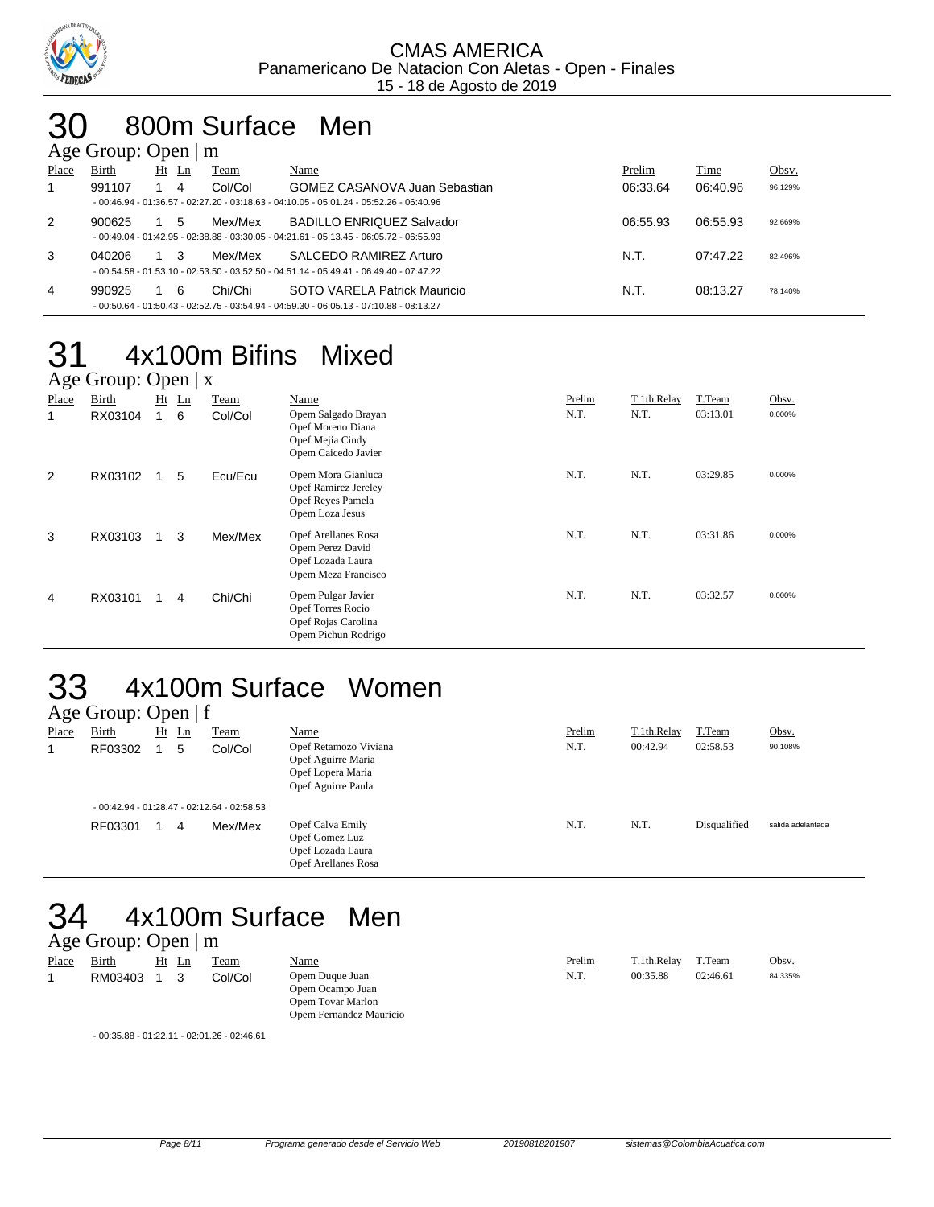CMAS AMERICA
Panamericano De Natacion Con Aletas - Open - Finales
15 - 18 de Agosto de 2019

# 30 800m Surface Men

Age Group: Open | m

| Place | Birth | Ht | Ln | Team | Name | Prelim | Time | Obsv. |
|---|---|---|---|---|---|---|---|---|
| 1 | 991107 | 1 | 4 | Col/Col | GOMEZ CASANOVA Juan Sebastian | 06:33.64 | 06:40.96 | 96.129% |
| | - 00:46.94 - 01:36.57 - 02:27.20 - 03:18.63 - 04:10.05 - 05:01.24 - 05:52.26 - 06:40.96 | | | | | | | |
| 2 | 900625 | 1 | 5 | Mex/Mex | BADILLO ENRIQUEZ Salvador | 06:55.93 | 06:55.93 | 92.669% |
| | - 00:49.04 - 01:42.95 - 02:38.88 - 03:30.05 - 04:21.61 - 05:13.45 - 06:05.72 - 06:55.93 | | | | | | | |
| 3 | 040206 | 1 | 3 | Mex/Mex | SALCEDO RAMIREZ Arturo | N.T. | 07:47.22 | 82.496% |
| | - 00:54.58 - 01:53.10 - 02:53.50 - 03:52.50 - 04:51.14 - 05:49.41 - 06:49.40 - 07:47.22 | | | | | | | |
| 4 | 990925 | 1 | 6 | Chi/Chi | SOTO VARELA Patrick Mauricio | N.T. | 08:13.27 | 78.140% |
| | - 00:50.64 - 01:50.43 - 02:52.75 - 03:54.94 - 04:59.30 - 06:05.13 - 07:10.88 - 08:13.27 | | | | | | | |

# 31 4x100m Bifins Mixed

Age Group: Open | x

| Place | Birth | Ht | Ln | Team | Name | Prelim | T.1th.Relay | T.Team | Obsv. |
|---|---|---|---|---|---|---|---|---|---|
| 1 | RX03104 | 1 | 6 | Col/Col | Opem Salgado Brayan<br>Opef Moreno Diana<br>Opef Mejia Cindy<br>Opem Caicedo Javier | N.T. | N.T. | 03:13.01 | 0.000% |
| 2 | RX03102 | 1 | 5 | Ecu/Ecu | Opem Mora Gianluca<br>Opef Ramirez Jereley<br>Opef Reyes Pamela<br>Opem Loza Jesus | N.T. | N.T. | 03:29.85 | 0.000% |
| 3 | RX03103 | 1 | 3 | Mex/Mex | Opef Arellanes Rosa<br>Opem Perez David<br>Opef Lozada Laura<br>Opem Meza Francisco | N.T. | N.T. | 03:31.86 | 0.000% |
| 4 | RX03101 | 1 | 4 | Chi/Chi | Opem Pulgar Javier<br>Opef Torres Rocio<br>Opef Rojas Carolina<br>Opem Pichun Rodrigo | N.T. | N.T. | 03:32.57 | 0.000% |

# 33 4x100m Surface Women

Age Group: Open | f

| Place | Birth | Ht | Ln | Team | Name | Prelim | T.1th.Relay | T.Team | Obsv. |
|---|---|---|---|---|---|---|---|---|---|
| 1 | RF03302 | 1 | 5 | Col/Col | Opef Retamozo Viviana<br>Opef Aguirre Maria<br>Opef Lopera Maria<br>Opef Aguirre Paula | N.T. | 00:42.94 | 02:58.53 | 90.108% |
| | - 00:42.94 - 01:28.47 - 02:12.64 - 02:58.53 | | | | | | | | |
| | RF03301 | 1 | 4 | Mex/Mex | Opef Calva Emily<br>Opef Gomez Luz<br>Opef Lozada Laura<br>Opef Arellanes Rosa | N.T. | N.T. | Disqualified | salida adelantada |

# 34 4x100m Surface Men

Age Group: Open | m

| Place | Birth | Ht | Ln | Team | Name | Prelim | T.1th.Relay | T.Team | Obsv. |
|---|---|---|---|---|---|---|---|---|---|
| 1 | RM03403 | 1 | 3 | Col/Col | Opem Duque Juan<br>Opem Ocampo Juan<br>Opem Tovar Marlon<br>Opem Fernandez Mauricio | N.T. | 00:35.88 | 02:46.61 | 84.335% |
| | - 00:35.88 - 01:22.11 - 02:01.26 - 02:46.61 | | | | | | | | |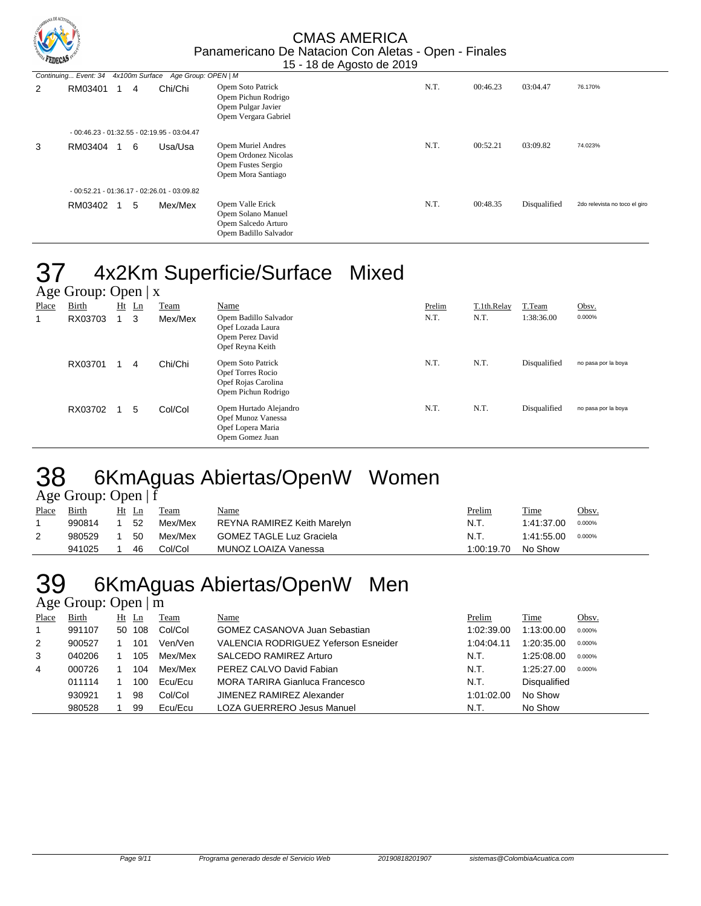CMAS AMERICA
Panamericano De Natacion Con Aletas - Open - Finales
15 - 18 de Agosto de 2019

*Continuing... Event: 34 4x100m Surface Age Group: OPEN | M*

| Place | Birth | Ht | Ln | Team | Name | Prelim | T.1th.Relay | T.Team | Obsv. |
|---|---|---|---|---|---|---|---|---|---|
| 2 | RM03401 | 1 | 4 | Chi/Chi | Opem Soto Patrick<br>Opem Pichun Rodrigo<br>Opem Pulgar Javier<br>Opem Vergara Gabriel | N.T. | 00:46.23 | 03:04.47 | 76.170% |
| | - 00:46.23 - 01:32.55 - 02:19.95 - 03:04.47 | | | | | | | | |
| 3 | RM03404 | 1 | 6 | Usa/Usa | Opem Muriel Andres<br>Opem Ordonez Nicolas<br>Opem Fustes Sergio<br>Opem Mora Santiago | N.T. | 00:52.21 | 03:09.82 | 74.023% |
| | - 00:52.21 - 01:36.17 - 02:26.01 - 03:09.82 | | | | | | | | |
| | RM03402 | 1 | 5 | Mex/Mex | Opem Valle Erick<br>Opem Solano Manuel<br>Opem Salcedo Arturo<br>Opem Badillo Salvador | N.T. | 00:48.35 | Disqualified | 2do relevista no toco el giro |

# 37 4x2Km Superficie/Surface Mixed

Age Group: Open | x

| Place | Birth | Ht | Ln | Team | Name | Prelim | T.1th.Relay | T.Team | Obsv. |
|---|---|---|---|---|---|---|---|---|---|
| 1 | RX03703 | 1 | 3 | Mex/Mex | Opem Badillo Salvador<br>Opef Lozada Laura<br>Opem Perez David<br>Opef Reyna Keith | N.T. | N.T. | 1:38:36.00 | 0.000% |
| | RX03701 | 1 | 4 | Chi/Chi | Opem Soto Patrick<br>Opef Torres Rocio<br>Opef Rojas Carolina<br>Opem Pichun Rodrigo | N.T. | N.T. | Disqualified | no pasa por la boya |
| | RX03702 | 1 | 5 | Col/Col | Opem Hurtado Alejandro<br>Opef Munoz Vanessa<br>Opef Lopera Maria<br>Opem Gomez Juan | N.T. | N.T. | Disqualified | no pasa por la boya |

# 38 6KmAguas Abiertas/OpenW Women

Age Group: Open | f

| Place | Birth | Ht | Ln | Team | Name | Prelim | Time | Obsv. |
|---|---|---|---|---|---|---|---|---|
| 1 | 990814 | 1 | 52 | Mex/Mex | REYNA RAMIREZ Keith Marelyn | N.T. | 1:41:37.00 | 0.000% |
| 2 | 980529 | 1 | 50 | Mex/Mex | GOMEZ TAGLE Luz Graciela | N.T. | 1:41:55.00 | 0.000% |
| | 941025 | 1 | 46 | Col/Col | MUNOZ LOAIZA Vanessa | 1:00:19.70 | No Show | |

# 39 6KmAguas Abiertas/OpenW Men

Age Group: Open | m

| Place | Birth | Ht | Ln | Team | Name | Prelim | Time | Obsv. |
|---|---|---|---|---|---|---|---|---|
| 1 | 991107 | 50 | 108 | Col/Col | GOMEZ CASANOVA Juan Sebastian | 1:02:39.00 | 1:13:00.00 | 0.000% |
| 2 | 900527 | 1 | 101 | Ven/Ven | VALENCIA RODRIGUEZ Yeferson Esneider | 1:04:04.11 | 1:20:35.00 | 0.000% |
| 3 | 040206 | 1 | 105 | Mex/Mex | SALCEDO RAMIREZ Arturo | N.T. | 1:25:08.00 | 0.000% |
| 4 | 000726 | 1 | 104 | Mex/Mex | PEREZ CALVO David Fabian | N.T. | 1:25:27.00 | 0.000% |
| | 011114 | 1 | 100 | Ecu/Ecu | MORA TARIRA Gianluca Francesco | N.T. | Disqualified | |
| | 930921 | 1 | 98 | Col/Col | JIMENEZ RAMIREZ Alexander | 1:01:02.00 | No Show | |
| | 980528 | 1 | 99 | Ecu/Ecu | LOZA GUERRERO Jesus Manuel | N.T. | No Show | |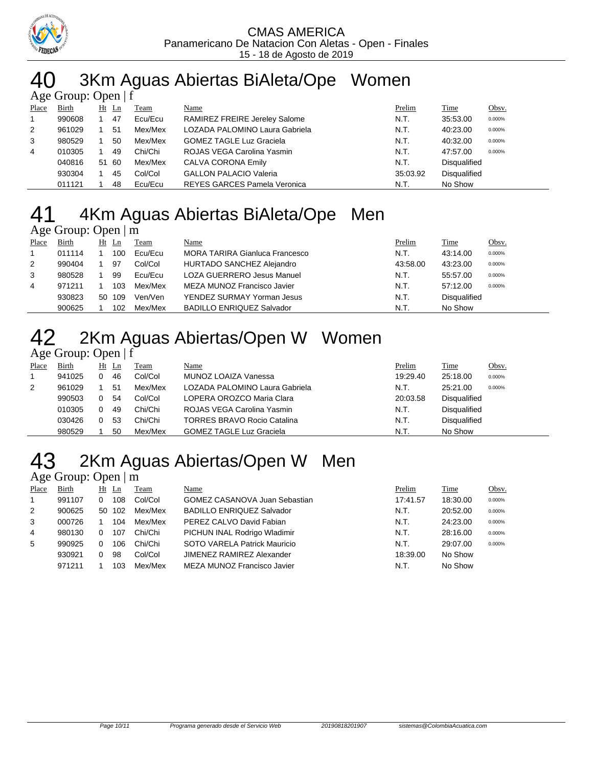CMAS AMERICA
Panamericano De Natacion Con Aletas - Open - Finales
15 - 18 de Agosto de 2019

# 40 3Km Aguas Abiertas BiAleta/Ope Women

Age Group: Open | f

| Place | Birth | Ht | Ln | Team | Name | Prelim | Time | Obsv. |
|---|---|---|---|---|---|---|---|---|
| 1 | 990608 | 1 | 47 | Ecu/Ecu | RAMIREZ FREIRE Jereley Salome | N.T. | 35:53.00 | 0.000% |
| 2 | 961029 | 1 | 51 | Mex/Mex | LOZADA PALOMINO Laura Gabriela | N.T. | 40:23.00 | 0.000% |
| 3 | 980529 | 1 | 50 | Mex/Mex | GOMEZ TAGLE Luz Graciela | N.T. | 40:32.00 | 0.000% |
| 4 | 010305 | 1 | 49 | Chi/Chi | ROJAS VEGA Carolina Yasmin | N.T. | 47:57.00 | 0.000% |
|  | 040816 | 51 | 60 | Mex/Mex | CALVA CORONA Emily | N.T. | Disqualified |  |
|  | 930304 | 1 | 45 | Col/Col | GALLON PALACIO Valeria | 35:03.92 | Disqualified |  |
|  | 011121 | 1 | 48 | Ecu/Ecu | REYES GARCES Pamela Veronica | N.T. | No Show |  |

# 41 4Km Aguas Abiertas BiAleta/Ope Men

Age Group: Open | m

| Place | Birth | Ht | Ln | Team | Name | Prelim | Time | Obsv. |
|---|---|---|---|---|---|---|---|---|
| 1 | 011114 | 1 | 100 | Ecu/Ecu | MORA TARIRA Gianluca Francesco | N.T. | 43:14.00 | 0.000% |
| 2 | 990404 | 1 | 97 | Col/Col | HURTADO SANCHEZ Alejandro | 43:58.00 | 43:23.00 | 0.000% |
| 3 | 980528 | 1 | 99 | Ecu/Ecu | LOZA GUERRERO Jesus Manuel | N.T. | 55:57.00 | 0.000% |
| 4 | 971211 | 1 | 103 | Mex/Mex | MEZA MUNOZ Francisco Javier | N.T. | 57:12.00 | 0.000% |
|  | 930823 | 50 | 109 | Ven/Ven | YENDEZ SURMAY Yorman Jesus | N.T. | Disqualified |  |
|  | 900625 | 1 | 102 | Mex/Mex | BADILLO ENRIQUEZ Salvador | N.T. | No Show |  |

# 42 2Km Aguas Abiertas/Open W Women

Age Group: Open | f

| Place | Birth | Ht | Ln | Team | Name | Prelim | Time | Obsv. |
|---|---|---|---|---|---|---|---|---|
| 1 | 941025 | 0 | 46 | Col/Col | MUNOZ LOAIZA Vanessa | 19:29.40 | 25:18.00 | 0.000% |
| 2 | 961029 | 1 | 51 | Mex/Mex | LOZADA PALOMINO Laura Gabriela | N.T. | 25:21.00 | 0.000% |
|  | 990503 | 0 | 54 | Col/Col | LOPERA OROZCO Maria Clara | 20:03.58 | Disqualified |  |
|  | 010305 | 0 | 49 | Chi/Chi | ROJAS VEGA Carolina Yasmin | N.T. | Disqualified |  |
|  | 030426 | 0 | 53 | Chi/Chi | TORRES BRAVO Rocio Catalina | N.T. | Disqualified |  |
|  | 980529 | 1 | 50 | Mex/Mex | GOMEZ TAGLE Luz Graciela | N.T. | No Show |  |

# 43 2Km Aguas Abiertas/Open W Men

Age Group: Open | m

| Place | Birth | Ht | Ln | Team | Name | Prelim | Time | Obsv. |
|---|---|---|---|---|---|---|---|---|
| 1 | 991107 | 0 | 108 | Col/Col | GOMEZ CASANOVA Juan Sebastian | 17:41.57 | 18:30.00 | 0.000% |
| 2 | 900625 | 50 | 102 | Mex/Mex | BADILLO ENRIQUEZ Salvador | N.T. | 20:52.00 | 0.000% |
| 3 | 000726 | 1 | 104 | Mex/Mex | PEREZ CALVO David Fabian | N.T. | 24:23.00 | 0.000% |
| 4 | 980130 | 0 | 107 | Chi/Chi | PICHUN INAL Rodrigo Wladimir | N.T. | 28:16.00 | 0.000% |
| 5 | 990925 | 0 | 106 | Chi/Chi | SOTO VARELA Patrick Mauricio | N.T. | 29:07.00 | 0.000% |
|  | 930921 | 0 | 98 | Col/Col | JIMENEZ RAMIREZ Alexander | 18:39.00 | No Show |  |
|  | 971211 | 1 | 103 | Mex/Mex | MEZA MUNOZ Francisco Javier | N.T. | No Show |  |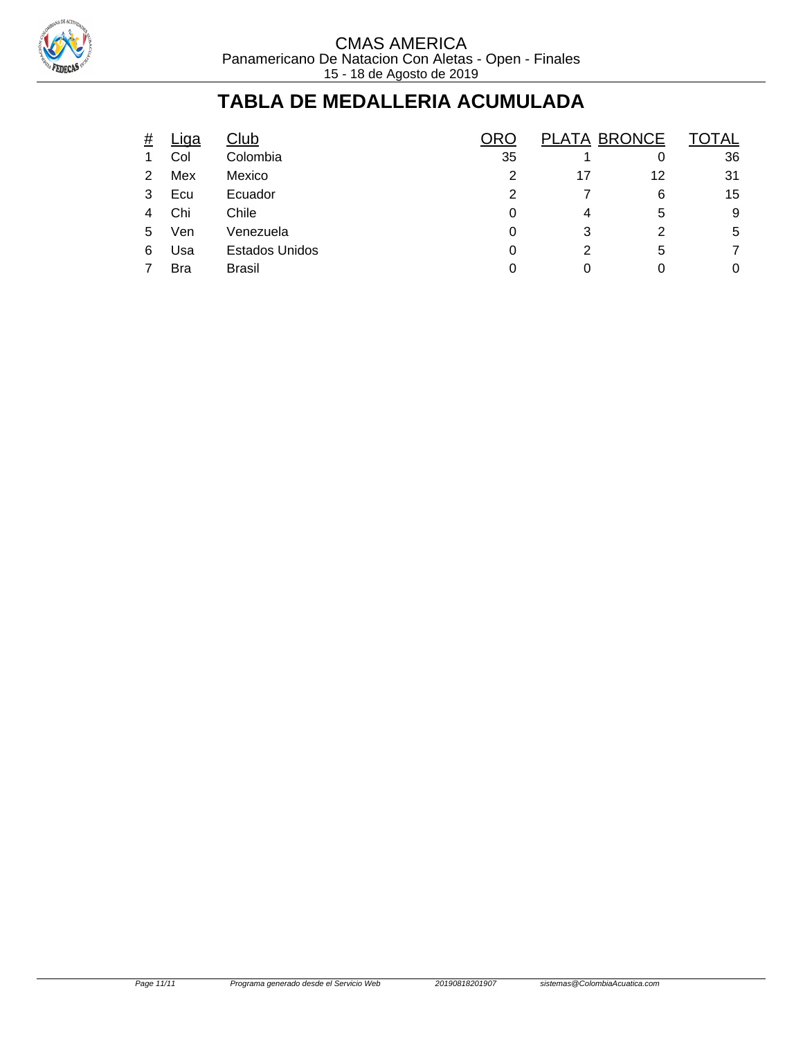CMAS AMERICA
Panamericano De Natacion Con Aletas - Open - Finales
15 - 18 de Agosto de 2019

# TABLA DE MEDALLERIA ACUMULADA

| # | Liga | Club | ORO | PLATA | BRONCE | TOTAL |
|---|---|---|---|---|---|---|
| 1 | Col | Colombia | 35 | 1 | 0 | 36 |
| 2 | Mex | Mexico | 2 | 17 | 12 | 31 |
| 3 | Ecu | Ecuador | 2 | 7 | 6 | 15 |
| 4 | Chi | Chile | 0 | 4 | 5 | 9 |
| 5 | Ven | Venezuela | 0 | 3 | 2 | 5 |
| 6 | Usa | Estados Unidos | 0 | 2 | 5 | 7 |
| 7 | Bra | Brasil | 0 | 0 | 0 | 0 |